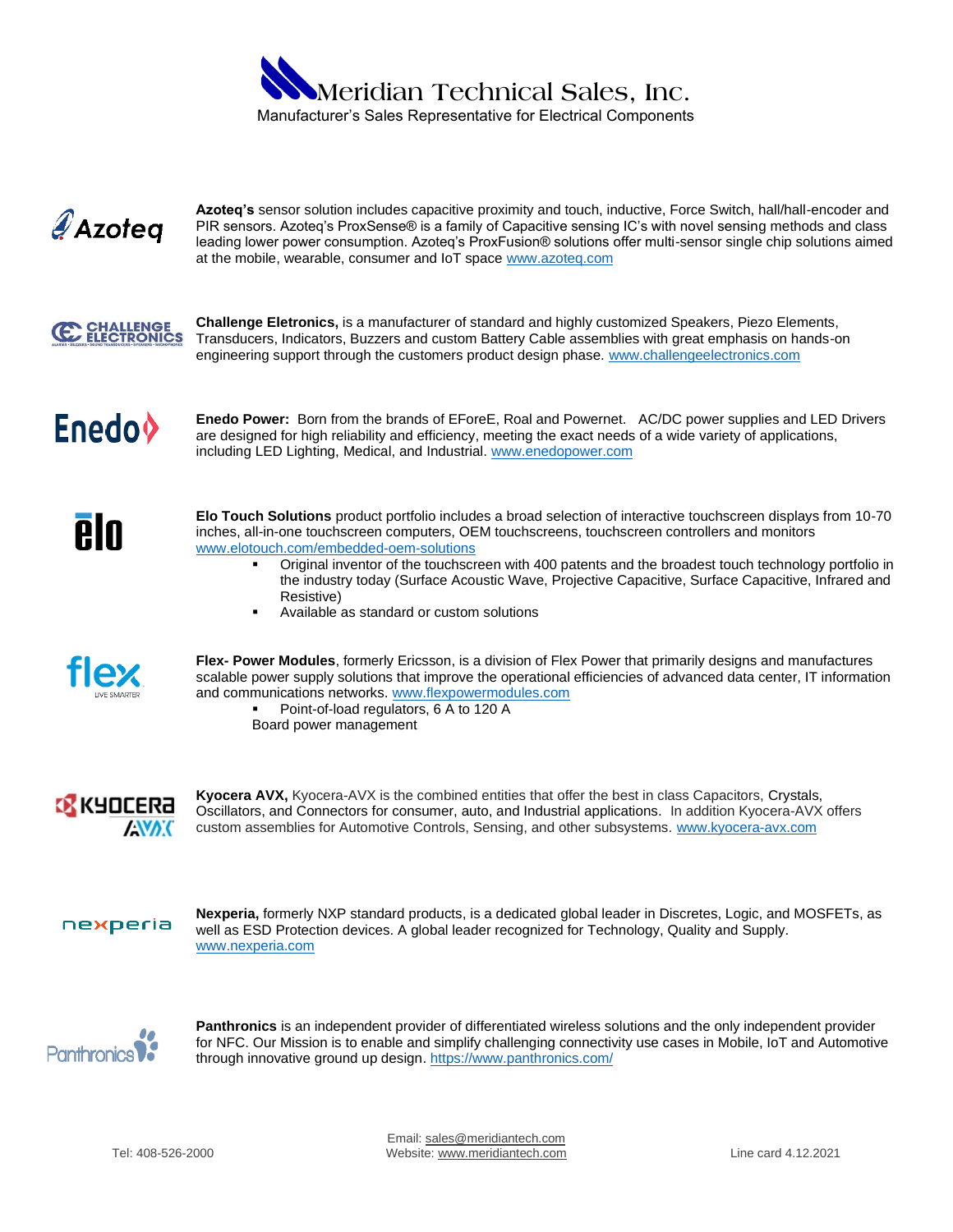# Meridian Technical Sales, Inc.

Manufacturer's Sales Representative for Electrical Components

**Azoteq's** sensor solution includes capacitive proximity and touch, inductive, Force Switch, hall/hall-encoder and PIR sensors. Azoteq's ProxSense® is a family of Capacitive sensing IC's with novel sensing methods and class leading lower power consumption. Azoteq's ProxFusion® solutions offer multi-sensor single chip solutions aimed at the mobile, wearable, consumer and IoT space www.azoteq.com

**Challenge Eletronics,** is a manufacturer of standard and highly customized Speakers, Piezo Elements, Transducers, Indicators, Buzzers and custom Battery Cable assemblies with great emphasis on hands-on engineering support through the customers product design phase. www.challengeelectronics.com

**Enedo Power:** Born from the brands of EForeE, Roal and Powernet. AC/DC power supplies and LED Drivers are designed for high reliability and efficiency, meeting the exact needs of a wide variety of applications, including LED Lighting, Medical, and Industrial. www.enedopower.com

**Elo Touch Solutions** product portfolio includes a broad selection of interactive touchscreen displays from 10-70 inches, all-in-one touchscreen computers, OEM touchscreens, touchscreen controllers and monitors www.elotouch.com/embedded-oem-solutions

- Original inventor of the touchscreen with 400 patents and the broadest touch technology portfolio in the industry today (Surface Acoustic Wave, Projective Capacitive, Surface Capacitive, Infrared and Resistive)
- Available as standard or custom solutions

**Flex- Power Modules**, formerly Ericsson, is a division of Flex Power that primarily designs and manufactures scalable power supply solutions that improve the operational efficiencies of advanced data center, IT information and communications networks. www.flexpowermodules.com

- Point-of-load regulators, 6 A to 120 A

Board power management

**Kyocera AVX,** Kyocera-AVX is the combined entities that offer the best in class Capacitors, Crystals, Oscillators, and Connectors for consumer, auto, and Industrial applications. In addition Kyocera-AVX offers custom assemblies for Automotive Controls, Sensing, and other subsystems. www.kyocera-avx.com

**Nexperia,** formerly NXP standard products, is a dedicated global leader in Discretes, Logic, and MOSFETs, as well as ESD Protection devices. A global leader recognized for Technology, Quality and Supply. www.nexperia.com

**Panthronics** is an independent provider of differentiated wireless solutions and the only independent provider for NFC. Our Mission is to enable and simplify challenging connectivity use cases in Mobile, IoT and Automotive through innovative ground up design. https://www.panthronics.com/

Tel: 408-526-2000

Email: sales@meridiantech.com
Website: www.meridiantech.com

Line card 4.12.2021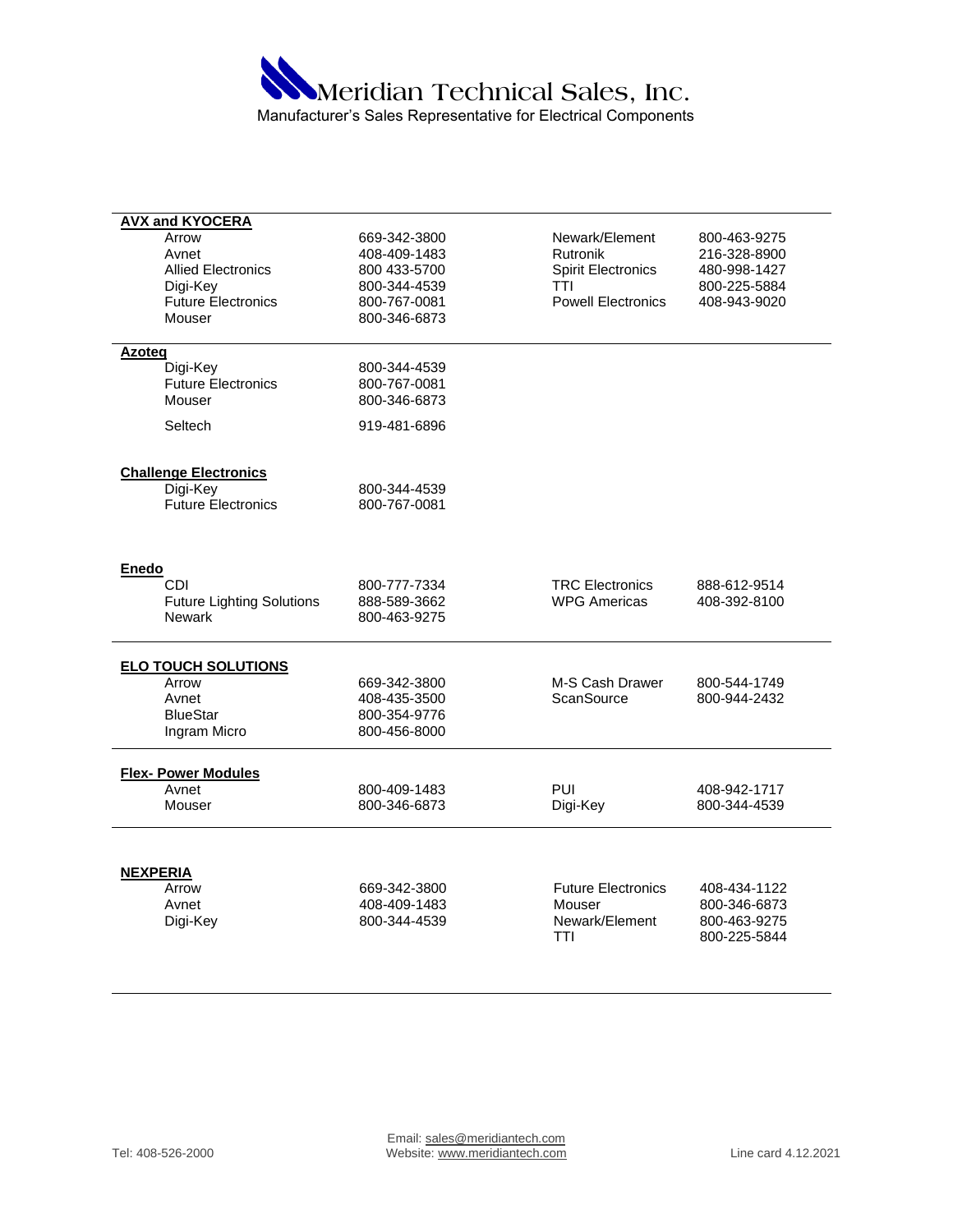# Meridian Technical Sales, Inc.

Manufacturer's Sales Representative for Electrical Components

**AVX and KYOCERA**

| | | | |
|---|---|---|---|
| Arrow | 669-342-3800 | Newark/Element | 800-463-9275 |
| Avnet | 408-409-1483 | Rutronik | 216-328-8900 |
| Allied Electronics | 800 433-5700 | Spirit Electronics | 480-998-1427 |
| Digi-Key | 800-344-4539 | TTI | 800-225-5884 |
| Future Electronics | 800-767-0081 | Powell Electronics | 408-943-9020 |
| Mouser | 800-346-6873 | | |

**Azoteq**

| | |
|---|---|
| Digi-Key | 800-344-4539 |
| Future Electronics | 800-767-0081 |
| Mouser | 800-346-6873 |
| Seltech | 919-481-6896 |

**Challenge Electronics**

| | |
|---|---|
| Digi-Key | 800-344-4539 |
| Future Electronics | 800-767-0081 |

**Enedo**

| | | | |
|---|---|---|---|
| CDI | 800-777-7334 | TRC Electronics | 888-612-9514 |
| Future Lighting Solutions | 888-589-3662 | WPG Americas | 408-392-8100 |
| Newark | 800-463-9275 | | |

**ELO TOUCH SOLUTIONS**

| | | | |
|---|---|---|---|
| Arrow | 669-342-3800 | M-S Cash Drawer | 800-544-1749 |
| Avnet | 408-435-3500 | ScanSource | 800-944-2432 |
| BlueStar | 800-354-9776 | | |
| Ingram Micro | 800-456-8000 | | |

**Flex- Power Modules**

| | | | |
|---|---|---|---|
| Avnet | 800-409-1483 | PUI | 408-942-1717 |
| Mouser | 800-346-6873 | Digi-Key | 800-344-4539 |

**NEXPERIA**

| | | | |
|---|---|---|---|
| Arrow | 669-342-3800 | Future Electronics | 408-434-1122 |
| Avnet | 408-409-1483 | Mouser | 800-346-6873 |
| Digi-Key | 800-344-4539 | Newark/Element | 800-463-9275 |
| | | TTI | 800-225-5844 |

Tel: 408-526-2000

Email: sales@meridiantech.com
Website: www.meridiantech.com

Line card 4.12.2021